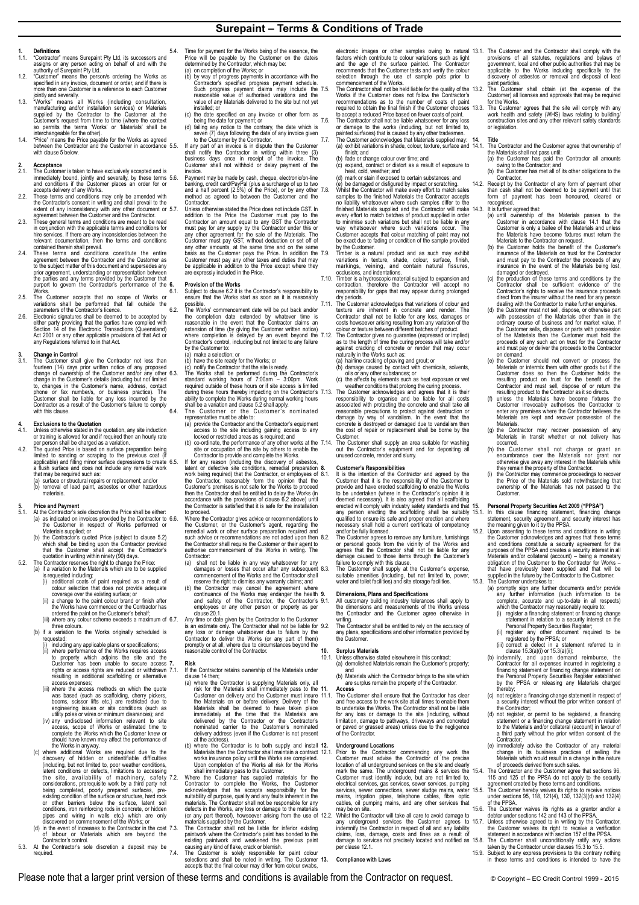# Surepaint – Terms & Conditions of Trade

## 1. Definitions

1.1. "Contractor" means Surepaint Pty Ltd, its successors and assigns or any person acting on behalf of and with the authority of Surepaint Pty Ltd.

1.2. "Customer" means the person/s ordering the Works as specified in any invoice, document or order, and if there is more than one Customer is a reference to each Customer jointly and severally.

1.3. "Works" means all Works (including consultation, manufacturing and/or installation services) or Materials supplied by the Contractor to the Customer at the Customer's request from time to time (where the context so permits the terms 'Works' or 'Materials' shall be interchangeable for the other).

1.4. "Price" means the Price payable for the Works as agreed between the Contractor and the Customer in accordance with clause 5 below.

## 2. Acceptance

2.1. The Customer is taken to have exclusively accepted and is immediately bound, jointly and severally, by these terms and conditions if the Customer places an order for or accepts delivery of any Works.

2.2. These terms and conditions may only be amended with the Contractor's consent in writing and shall prevail to the extent of any inconsistency with any other document or agreement between the Customer and the Contractor.

2.3. These general terms and conditions are meant to be read in conjunction with the applicable terms and conditions for hire services. If there are any inconsistencies between the relevant documentation, then the terms and conditions contained therein shall prevail.

2.4. These terms and conditions constitute the entire agreement between the Contractor and the Customer as to the subject matter of this document and supersedes any prior agreement, understanding or representation between the parties and any terms provided by the Customer that purport to govern the Contractor's performance of the Works.

2.5. The Customer accepts that no scope of Works or variations shall be performed that fall outside the parameters of the Contractor's licence.

2.6. Electronic signatures shall be deemed to be accepted by either party providing that the parties have complied with Section 14 of the Electronic Transactions (Queensland) Act 2001 or any other applicable provisions of that Act or any Regulations referred to in that Act.

## 3. Change in Control

3.1. The Customer shall give the Contractor not less than fourteen (14) days prior written notice of any proposed change of ownership of the Customer and/or any other change in the Customer's details (including but not limited to, changes in the Customer's name, address, contact phone or fax number/s, or business practice). The Customer shall be liable for any loss incurred by the Contractor as a result of the Customer's failure to comply with this clause.

## 4. Exclusions to the Quotation

4.1. Unless otherwise stated in the quotation, any site induction or training is allowed for and if required then an hourly rate per person shall be charged as a variation.

4.2. The quoted Price is based on surface preparation being limited to sanding or scraping to the previous coat (if applicable) and filling minor surface depressions to create a flush surface and does not include any remedial work that may be required such as:
(a) surface or structural repairs or replacement; and/or
(b) removal of lead paint, asbestos or other hazardous materials.

## 5. Price and Payment

5.1. At the Contractor's sole discretion the Price shall be either:
(a) as indicated on invoices provided by the Contractor to the Customer in respect of Works performed or Materials supplied; or
(b) the Contractor's quoted Price (subject to clause 5.2) which shall be binding upon the Contractor provided that the Customer shall accept the Contractor's quotation in writing within ninety (90) days.

5.2. The Contractor reserves the right to change the Price:
(a) if a variation to the Materials which are to be supplied is requested including:
(i) additional coats of paint required as a result of colour selection that does not provide adequate coverage over the existing surface; or
(ii) a change to the paint colour brand or finish after the Works have commenced or the Contractor has ordered the paint on the Customer's behalf;
(iii) where any colour scheme exceeds a maximum of three colours.
(b) if a variation to the Works originally scheduled is requested:
(i) including any applicable plans or specifications;
(ii) where performance of the Works requires access to property which adjoins the site and the Customer has been unable to secure access rights or access rights are reduced or withdrawn resulting in additional scaffolding or alternative access expenses;
(iii) where the access methods on which the quote was based (such as scaffolding, cherry pickers, booms, scissor lifts etc.) are restricted due to engineering issues or site conditions (such as utility poles or wires or minimum clearances); and
(iv) any undisclosed information relevant to site access, scope of Works or estimated time to complete the Works which the Customer knew or should have known may affect the performance of the Works in anyway.
(c) where additional Works are required due to the discovery of hidden or unidentifiable difficulties (including, but not limited to, poor weather conditions, latent conditions or defects, limitations to accessing the site, availability of machinery, safety considerations, prerequisite work by a third party not being completed, poorly prepared surfaces, pre-existing condition of the surface or structure, hard rock or other barriers below the surface, latent soil conditions, iron reinforcing rods in concrete, or hidden pipes and wiring in walls etc.) which are only discovered on commencement of the Works; or
(d) in the event of increases to the Contractor in the cost of labour or Materials which are beyond the Contractor's control.

5.3. At the Contractor's sole discretion a deposit may be required.

5.4. Time for payment for the Works being of the essence, the Price will be payable by the Customer on the date/s determined by the Contractor, which may be:
(a) on completion of the Works; or
(b) by way of progress payments in accordance with the Contractor's specified progress payment schedule. Such progress payment claims may include the reasonable value of authorised variations and the value of any Materials delivered to the site but not yet installed; or
(c) the date specified on any invoice or other form as being the date for payment; or
(d) failing any notice to the contrary, the date which is seven (7) days following the date of any invoice given to the Customer by the Contractor.

5.5. If any part of an invoice is in dispute then the Customer shall notify the Contractor in writing within three (3) business days once in receipt of the invoice. The Customer shall not withhold or delay payment of the invoice.

5.6. Payment may be made by cash, cheque, electronic/on-line banking, credit card/PayPal (plus a surcharge of up to two and a half percent (2.5%) of the Price), or by any other method as agreed to between the Customer and the Contractor.

5.7. Unless otherwise stated the Price does not include GST. In addition to the Price the Customer must pay to the Contractor an amount equal to any GST the Contractor must pay for any supply by the Contractor under this or any other agreement for the sale of the Materials. The Customer must pay GST, without deduction or set off of any other amounts, at the same time and on the same basis as the Customer pays the Price. In addition the Customer must pay any other taxes and duties that may be applicable in addition to the Price except where they are expressly included in the Price.

## 6. Provision of the Works

6.1. Subject to clause 6.2 it is the Contractor's responsibility to ensure that the Works start as soon as it is reasonably possible.

6.2. The Works' commencement date will be put back and/or the completion date extended by whatever time is reasonable in the event that the Contractor claims an extension of time (by giving the Customer written notice) where completion is delayed by an event beyond the Contractor's control, including but not limited to any failure by the Customer to:
(a) make a selection; or
(b) have the site ready for the Works; or
(c) notify the Contractor that the site is ready.

6.3. The Works shall be performed during the Contractor's standard working hours of 7:00am – 3:00pm. Work required outside of these hours or if site access is limited during these hours thereby impacting on the Contractor's ability to complete the Works during normal working hours shall be a variation and clause 5.2 shall apply.

6.4. The Customer or the Customer's nominated representative must be able to:
(a) provide the Contractor and the Contractor's equipment access to the site including gaining access to any locked or restricted areas as is required; and
(b) co-ordinate, the performance of any other works at the site or occupation of the site by others to enable the Contractor to provide and complete the Works.

6.5. If for any reason (including the discovery of asbestos, latent or defective site conditions, remedial preparation work being required) that the Contractor, or employees of the Contractor, reasonably form the opinion that the Customer's premises is not safe for the Works to proceed then the Contractor shall be entitled to delay the Works (in accordance with the provisions of clause 6.2 above) until the Contractor is satisfied that it is safe for the installation to proceed.

6.6. Where the Contractor gives advice or recommendations to the Customer, or the Customer's agent, regarding the remedial work or other surface preparation required and such advice or recommendations are not acted upon then the Contractor shall require the Customer or their agent to authorise commencement of the Works in writing. The Contractor:
(a) shall not be liable in any way whatsoever for any damages or losses that occur after any subsequent commencement of the Works and the Contractor shall reserve the right to dismiss any warranty claims; and
(b) the Contractor may cancel the agreement where continuance of the Works may endanger the health and safety of the Contractor, the Contractor's employees or any other person or property as per clause 20.1.

6.7. Any time or date given by the Contractor to the Customer is an estimate only. The Contractor shall not be liable for any loss or damage whatsoever due to failure by the Contractor to deliver the Works (or any part of them) promptly or at all, where due to circumstances beyond the reasonable control of the Contractor.

## 7. Risk

7.1. If the Contractor retains ownership of the Materials under clause 14 then:
(a) where the Contractor is supplying Materials only, all risk for the Materials shall immediately pass to the Customer on delivery and the Customer must insure the Materials on or before delivery. Delivery of the Materials shall be deemed to have taken place immediately at the time that the Materials are delivered by the Contractor or the Contractor's nominated carrier to the Customer's nominated delivery address (even if the Customer is not present at the address).
(b) where the Contractor is to both supply and install Materials then the Contractor shall maintain a contract works insurance policy until the Works are completed. Upon completion of the Works all risk for the Works shall immediately pass to the Customer.

7.2. Where the Customer has supplied materials for the Contractor to complete the Works, the Customer acknowledges that he accepts responsibility for the suitability of purpose, quality and any faults inherent in the materials. The Contractor shall not be responsible for any defects in the Works, any loss or damage to the materials (or any part thereof), howsoever arising from the use of materials supplied by the Customer.

7.3. The Contractor shall not be liable for inferior existing paintwork where the Contractor's paint has bonded to the existing paintwork and weakened the previous paint causing any kind of flake, crack or blemish.

7.4. The Customer is solely responsible for paint colour selections and shall be noted in writing. The Customer accepts that the final colour may differ from colour swabs, electronic images or other samples owing to natural factors which contribute to colour variations such as light and the age of the surface painted. The Contractor recommends that the Customer tests and verify the colour selection through the use of sample pots prior to commencement of the Works.

7.5. The Contractor shall not be held liable for the quality of the Works if the Customer does not follow the Contractor's recommendations as to the number of coats of paint required to obtain the final finish if the Customer chooses to accept a reduced Price based on fewer coats of paint.

7.6. The Contractor shall not be liable whatsoever for any loss or damage to the works (including, but not limited to, painted surfaces) that is caused by any other tradesmen.

7.7. The Customer acknowledges that Materials supplied may:
(a) exhibit variations in shade, colour, texture, surface and finish; and
(b) fade or change colour over time; and
(c) expand, contract or distort as a result of exposure to heat, cold, weather; and
(d) mark or stain if exposed to certain substances; and
(e) be damaged or disfigured by impact or scratching.

7.8. Whilst the Contractor will make every effort to match sales samples to the finished Materials the Contractor accepts no liability whatsoever where such samples differ to the finished Materials supplied and the Contractor will make every effort to match batches of product supplied in order to minimise such variations but shall not be liable in any way whatsoever where such variations occur. The Customer accepts that colour matching of paint may not be exact due to fading or condition of the sample provided by the Customer.

7.9. Timber is a natural product and as such may exhibit variations in texture, shade, colour, surface, finish, markings, veining, and contain natural fissures, occlusions, and indentations.

7.10. Timber is a hydroscopic material subject to expansion and contraction, therefore the Contractor will accept no responsibility for gaps that may appear during prolonged dry periods.

7.11. The Customer acknowledges that variations of colour and texture are inherent in concrete and render. The Contractor shall not be liable for any loss, damages or costs howsoever arising resulting from any variation of the colour or texture between different batches of product.

7.12. The Contractor gives no guarantee (expressed or implied) as to the length of time the curing process will take and/or against cracking of concrete or render that may occur naturally in the Works such as:
(a) hairline cracking of paving and grout; or
(b) damage caused by contact with chemicals, solvents, oils or any other substances; or
(c) the affects by elements such as heat exposure or wet weather conditions that prolong the curing process.

7.13. The Customer acknowledges and agrees that it is their responsibility to organise and be liable for all costs associated with protecting the concrete and shall take all reasonable precautions to protect against destruction or damage by way of vandalism. In the event that the concrete is destroyed or damaged due to vandalism then the cost of repair or replacement shall be borne by the Customer.

7.14. The Customer shall supply an area suitable for washing out the Contractor's equipment and for depositing all unused concrete, render and slurry.

## 8. Customer's Responsibilities

8.1. It is the intention of the Contractor and agreed by the Customer that it is the responsibility of the Customer to provide and have erected scaffolding to enable the Works to be undertaken (where in the Contractor's opinion it is deemed necessary). It is also agreed that all scaffolding erected will comply with industry safety standards and that any person erecting the scaffolding shall be suitably qualified to ensure its safe and proper erection and where necessary shall hold a current certificate of competency and/or be fully licensed.

8.2. The Customer agrees to remove any furniture, furnishings or personal goods from the vicinity of the Works and agrees that the Contractor shall not be liable for any damage caused to those items through the Customer's failure to comply with this clause.

8.3. The Customer shall supply at the Customer's expense, suitable amenities (including, but not limited to, power, water and toilet facilities) and site storage facilities.

## 9. Dimensions, Plans and Specifications

9.1. All customary building industry tolerances shall apply to the dimensions and measurements of the Works unless the Contractor and the Customer agree otherwise in writing.

9.2. The Contractor shall be entitled to rely on the accuracy of any plans, specifications and other information provided by the Customer.

## 10. Surplus Materials

10.1. Unless otherwise stated elsewhere in this contract:
(a) demolished Materials remain the Customer's property; and
(b) Materials which the Contractor brings to the site which are surplus remain the property of the Contractor.

## 11. Access

11.1. The Customer shall ensure that the Contractor has clear and free access to the work site at all times to enable them to undertake the Works. The Contractor shall not be liable for any loss or damage to the site (including, without limitation, damage to pathways, driveways and concreted or paved or grassed areas) unless due to the negligence of the Contractor.

## 12. Underground Locations

12.1. Prior to the Contractor commencing any work the Customer must advise the Contractor of the precise location of all underground services on the site and clearly mark the same. The underground mains & services the Customer must identify include, but are not limited to, electrical services, gas services, sewer services, pumping services, sewer connections, sewer sludge mains, water mains, irrigation pipes, telephone cables, fibre optic cables, oil pumping mains, and any other services that may be on site.

12.2. Whilst the Contractor will take all care to avoid damage to any underground services the Customer agrees to indemnify the Contractor in respect of all and any liability claims, loss, damage, costs and fines as a result of damage to services not precisely located and notified as per clause 12.1.

## 13. Compliance with Laws

13.1. The Customer and the Contractor shall comply with the provisions of all statutes, regulations and bylaws of government, local and other public authorities that may be applicable to the Works including specifically to the discovery of asbestos or removal and disposal of lead paint particles.

13.2. The Customer shall obtain (at the expense of the Customer) all licenses and approvals that may be required for the Works.

13.3. The Customer agrees that the site will comply with any work health and safety (WHS) laws relating to building/construction sites and any other relevant safety standards or legislation.

## 14. Title

14.1. The Contractor and the Customer agree that ownership of the Materials shall not pass until:
(a) the Customer has paid the Contractor all amounts owing to the Contractor; and
(b) the Customer has met all of its other obligations to the Contractor.

14.2. Receipt by the Contractor of any form of payment other than cash shall not be deemed to be payment until that form of payment has been honoured, cleared or recognised.

14.3. It is further agreed that:
(a) until ownership of the Materials passes to the Customer in accordance with clause 14.1 that the Customer is only a bailee of the Materials and unless the Materials have become fixtures must return the Materials to the Contractor on request.
(b) the Customer holds the benefit of the Customer's insurance of the Materials on trust for the Contractor and must pay to the Contractor the proceeds of any insurance in the event of the Materials being lost, damaged or destroyed.
(c) the production of these terms and conditions by the Contractor shall be sufficient evidence of the Contractor's rights to receive the insurance proceeds direct from the insurer without the need for any person dealing with the Contractor to make further enquiries.
(d) the Customer must not sell, dispose, or otherwise part with possession of the Materials other than in the ordinary course of business and for market value. If the Customer sells, disposes or parts with possession of the Materials then the Customer must hold the proceeds of any such act on trust for the Contractor and must pay or deliver the proceeds to the Contractor on demand.
(e) the Customer should not convert or process the Materials or intermix them with other goods but if the Customer does so then the Customer holds the resulting product on trust for the benefit of the Contractor and must sell, dispose of or return the resulting product to the Contractor as it so directs.
(f) unless the Materials have become fixtures the Customer irrevocably authorises the Contractor to enter any premises where the Contractor believes the Materials are kept and recover possession of the Materials.
(g) the Contractor may recover possession of any Materials in transit whether or not delivery has occurred.
(h) the Customer shall not charge or grant an encumbrance over the Materials nor grant nor otherwise give away any interest in the Materials while they remain the property of the Contractor.
(i) the Contractor may commence proceedings to recover the Price of the Materials sold notwithstanding that ownership of the Materials has not passed to the Customer.

## 15. Personal Property Securities Act 2009 ("PPSA")

15.1. In this clause financing statement, financing change statement, security agreement, and security interest has the meaning given to it by the PPSA.

15.2. Upon assenting to these terms and conditions in writing the Customer acknowledges and agrees that these terms and conditions constitute a security agreement for the purposes of the PPSA and creates a security interest in all Materials and/or collateral (account) – being a monetary obligation of the Customer to the Contractor for Works – that have previously been supplied and that will be supplied in the future by the Contractor to the Customer.

15.3. The Customer undertakes to:
(a) promptly sign any further documents and/or provide any further information (such information to be complete, accurate and up-to-date in all respects) which the Contractor may reasonably require to:
(i) register a financing statement or financing change statement in relation to a security interest on the Personal Property Securities Register;
(ii) register any other document required to be registered by the PPSA; or
(iii) correct a defect in a statement referred to in clause 15.3(a)(i) or 15.3(a)(ii);
(b) indemnify, and upon demand reimburse, the Contractor for all expenses incurred in registering a financing statement or financing change statement on the Personal Property Securities Register established by the PPSA or releasing any Materials charged thereby;
(c) not register a financing change statement in respect of a security interest without the prior written consent of the Contractor;
(d) not register, or permit to be registered, a financing statement or a financing change statement in relation to the Materials and/or collateral (account) in favour of a third party without the prior written consent of the Contractor;
(e) immediately advise the Contractor of any material change in its business practices of selling the Materials which would result in a change in the nature of proceeds derived from such sales.

15.4. The Contractor and the Customer agree that sections 96, 115 and 125 of the PPSA do not apply to the security agreement created by these terms and conditions.

15.5. The Customer hereby waives its rights to receive notices under sections 95, 118, 121(4), 130, 132(3)(d) and 132(4) of the PPSA.

15.6. The Customer waives its rights as a grantor and/or a debtor under sections 142 and 143 of the PPSA.

15.7. Unless otherwise agreed to in writing by the Contractor, the Customer waives its right to receive a verification statement in accordance with section 157 of the PPSA.

15.8. The Customer shall unconditionally ratify any actions taken by the Contractor under clauses 15.3 to 15.5.

15.9. Subject to any express provisions to the contrary nothing in these terms and conditions is intended to have the

Please note that a larger print version of these terms and conditions is available from the Contractor on request.

© Copyright – EC Credit Control 1999 - 2015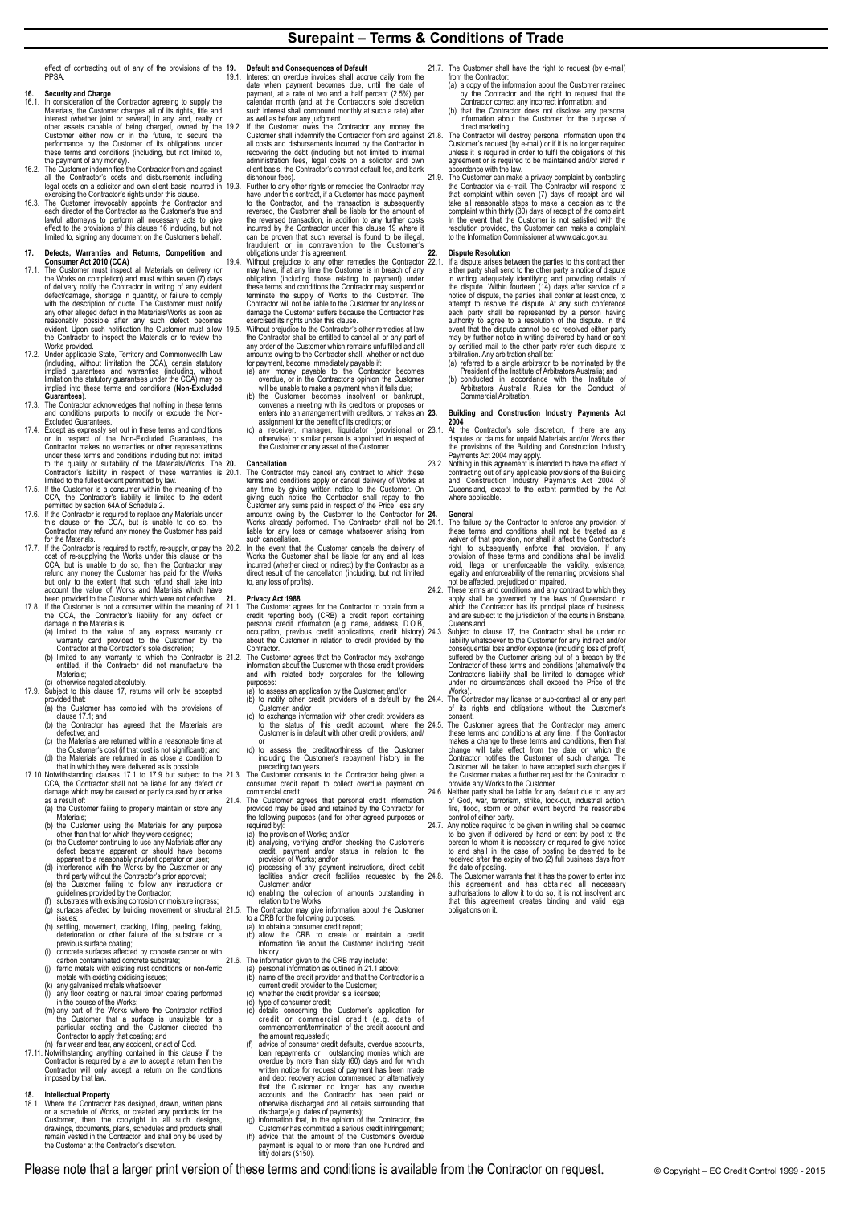effect of contracting out of any of the provisions of the PPSA.

## 16. Security and Charge

16.1. In consideration of the Contractor agreeing to supply the Materials, the Customer charges all of its rights, title and interest (whether joint or several) in any land, realty or other assets capable of being charged, owned by the Customer either now or in the future, to secure the performance by the Customer of its obligations under these terms and conditions (including, but not limited to, the payment of any money).

16.2. The Customer indemnifies the Contractor from and against all the Contractor's costs and disbursements including legal costs on a solicitor and own client basis incurred in exercising the Contractor's rights under this clause.

16.3. The Customer irrevocably appoints the Contractor and each director of the Contractor as the Customer's true and lawful attorney/s to perform all necessary acts to give effect to the provisions of this clause 16 including, but not limited to, signing any document on the Customer's behalf.

## 17. Defects, Warranties and Returns, Competition and Consumer Act 2010 (CCA)

17.1. The Customer must inspect all Materials on delivery (or the Works on completion) and must within seven (7) days of delivery notify the Contractor in writing of any evident defect/damage, shortage in quantity, or failure to comply with the description or quote. The Customer must notify any other alleged defect in the Materials/Works as soon as reasonably possible after any such defect becomes evident. Upon such notification the Customer must allow the Contractor to inspect the Materials or to review the Works provided.

17.2. Under applicable State, Territory and Commonwealth Law (including, without limitation the CCA), certain statutory implied guarantees and warranties (including, without limitation the statutory guarantees under the CCA) may be implied into these terms and conditions (**Non-Excluded Guarantees**).

17.3. The Contractor acknowledges that nothing in these terms and conditions purports to modify or exclude the Non-Excluded Guarantees.

17.4. Except as expressly set out in these terms and conditions or in respect of the Non-Excluded Guarantees, the Contractor makes no warranties or other representations under these terms and conditions including but not limited to the quality or suitability of the Materials/Works. The Contractor's liability in respect of these warranties is limited to the fullest extent permitted by law.

17.5. If the Customer is a consumer within the meaning of the CCA, the Contractor's liability is limited to the extent permitted by section 64A of Schedule 2.

17.6. If the Contractor is required to replace any Materials under this clause or the CCA, but is unable to do so, the Contractor may refund any money the Customer has paid for the Materials.

17.7. If the Contractor is required to rectify, re-supply, or pay the cost of re-supplying the Works under this clause or the CCA, but is unable to do so, then the Contractor may refund any money the Customer has paid for the Works but only to the extent that such refund shall take into account the value of Works and Materials which have been provided to the Customer which were not defective.

17.8. If the Customer is not a consumer within the meaning of the CCA, the Contractor's liability for any defect or damage in the Materials is:
(a) limited to the value of any express warranty or warranty card provided to the Customer by the Contractor at the Contractor's sole discretion;
(b) limited to any warranty to which the Contractor is entitled, if the Contractor did not manufacture the Materials;
(c) otherwise negated absolutely.

17.9. Subject to this clause 17, returns will only be accepted provided that:
(a) the Customer has complied with the provisions of clause 17.1; and
(b) the Contractor has agreed that the Materials are defective; and
(c) the Materials are returned within a reasonable time at the Customer's cost (if that cost is not significant); and
(d) the Materials are returned in as close a condition to that in which they were delivered as is possible.

17.10. Notwithstanding clauses 17.1 to 17.9 but subject to the CCA, the Contractor shall not be liable for any defect or damage which may be caused or partly caused by or arise as a result of:
(a) the Customer failing to properly maintain or store any Materials;
(b) the Customer using the Materials for any purpose other than that for which they were designed;
(c) the Customer continuing to use any Materials after any defect became apparent or should have become apparent to a reasonably prudent operator or user;
(d) interference with the Works by the Customer or any third party without the Contractor's prior approval;
(e) the Customer failing to follow any instructions or guidelines provided by the Contractor;
(f) substrates with existing corrosion or moisture ingress;
(g) surfaces affected by building movement or structural issues;
(h) settling, movement, cracking, lifting, peeling, flaking, deterioration or other failure of the substrate or a previous surface coating;
(i) concrete surfaces affected by concrete cancer or with carbon contaminated concrete substrate;
(j) ferric metals with existing rust conditions or non-ferric metals with existing oxidising issues;
(k) any galvanised metals whatsoever;
(l) any floor coating or natural timber coating performed in the course of the Works;
(m) any part of the Works where the Contractor notified the Customer that a surface is unsuitable for a particular coating and the Customer directed the Contractor to apply that coating; and
(n) fair wear and tear, any accident, or act of God.

17.11. Notwithstanding anything contained in this clause if the Contractor is required by a law to accept a return then the Contractor will only accept a return on the conditions imposed by that law.

## 18. Intellectual Property

18.1. Where the Contractor has designed, drawn, written plans or a schedule of Works, or created any products for the Customer, then the copyright in all such designs, drawings, documents, plans, schedules and products shall remain vested in the Contractor, and shall only be used by the Customer at the Contractor's discretion.

## 19. Default and Consequences of Default

19.1. Interest on overdue invoices shall accrue daily from the date when payment becomes due, until the date of payment, at a rate of two and a half percent (2.5%) per calendar month (and at the Contractor's sole discretion such interest shall compound monthly at such a rate) after as well as before any judgment.

19.2. If the Customer owes the Contractor any money the Customer shall indemnify the Contractor from and against all costs and disbursements incurred by the Contractor in recovering the debt (including but not limited to internal administration fees, legal costs on a solicitor and own client basis, the Contractor's contract default fee, and bank dishonour fees).

19.3. Further to any other rights or remedies the Contractor may have under this contract, if a Customer has made payment to the Contractor, and the transaction is subsequently reversed, the Customer shall be liable for the amount of the reversed transaction, in addition to any further costs incurred by the Contractor under this clause 19 where it can be proven that such reversal is found to be illegal, fraudulent or in contravention to the Customer's obligations under this agreement.

19.4. Without prejudice to any other remedies the Contractor may have, if at any time the Customer is in breach of any obligation (including those relating to payment) under these terms and conditions the Contractor may suspend or terminate the supply of Works to the Customer. The Contractor will not be liable to the Customer for any loss or damage the Customer suffers because the Contractor has exercised its rights under this clause.

19.5. Without prejudice to the Contractor's other remedies at law the Contractor shall be entitled to cancel all or any part of any order of the Customer which remains unfulfilled and all amounts owing to the Contractor shall, whether or not due for payment, become immediately payable if:
(a) any money payable to the Contractor becomes overdue, or in the Contractor's opinion the Customer will be unable to make a payment when it falls due;
(b) the Customer becomes insolvent or bankrupt, convenes a meeting with its creditors or proposes or enters into an arrangement with creditors, or makes an assignment for the benefit of its creditors; or
(c) a receiver, manager, liquidator (provisional or otherwise) or similar person is appointed in respect of the Customer or any asset of the Customer.

## 20. Cancellation

20.1. The Contractor may cancel any contract to which these terms and conditions apply or cancel delivery of Works at any time by giving written notice to the Customer. On giving such notice the Contractor shall repay to the Customer any sums paid in respect of the Price, less any amounts owing by the Customer to the Contractor for Works already performed. The Contractor shall not be liable for any loss or damage whatsoever arising from such cancellation.

20.2. In the event that the Customer cancels the delivery of Works the Customer shall be liable for any and all loss incurred (whether direct or indirect) by the Contractor as a direct result of the cancellation (including, but not limited to, any loss of profits).

## 21. Privacy Act 1988

21.1. The Customer agrees for the Contractor to obtain from a credit reporting body (CRB) a credit report containing personal credit information (e.g. name, address, D.O.B, occupation, previous credit applications, credit history) about the Customer in relation to credit provided by the Contractor.

21.2. The Customer agrees that the Contractor may exchange information about the Customer with those credit providers and with related body corporates for the following purposes:
(a) to assess an application by the Customer; and/or
(b) to notify other credit providers of a default by the Customer; and/or
(c) to exchange information with other credit providers as to the status of this credit account, where the Customer is in default with other credit providers; and/or
(d) to assess the creditworthiness of the Customer including the Customer's repayment history in the preceding two years.

21.3. The Customer consents to the Contractor being given a consumer credit report to collect overdue payment on commercial credit.

21.4. The Customer agrees that personal credit information provided may be used and retained by the Contractor for the following purposes (and for other agreed purposes or required by):
(a) the provision of Works; and/or
(b) analysing, verifying and/or checking the Customer's credit, payment and/or status in relation to the provision of Works; and/or
(c) processing of any payment instructions, direct debit facilities and/or credit facilities requested by the Customer; and/or
(d) enabling the collection of amounts outstanding in relation to the Works.

21.5. The Contractor may give information about the Customer to a CRB for the following purposes:
(a) to obtain a consumer credit report;
(b) allow the CRB to create or maintain a credit information file about the Customer including credit history.

21.6. The information given to the CRB may include:
(a) personal information as outlined in 21.1 above;
(b) name of the credit provider and that the Contractor is a current credit provider to the Customer;
(c) whether the credit provider is a licensee;
(d) type of consumer credit;
(e) details concerning the Customer's application for credit or commercial credit (e.g. date of commencement/termination of the credit account and the amount requested);
(f) advice of consumer credit defaults, overdue accounts, loan repayments or outstanding monies which are overdue by more than sixty (60) days and for which written notice for request of payment has been made and debt recovery action commenced or alternatively that the Customer no longer has any overdue accounts and the Contractor has been paid or otherwise discharged and all details surrounding that discharge(e.g. dates of payments);
(g) information that, in the opinion of the Contractor, the Customer has committed a serious credit infringement;
(h) advice that the amount of the Customer's overdue payment is equal to or more than one hundred and fifty dollars ($150).

21.7. The Customer shall have the right to request (by e-mail) from the Contractor:
(a) a copy of the information about the Customer retained by the Contractor and the right to request that the Contractor correct any incorrect information; and
(b) that the Contractor does not disclose any personal information about the Customer for the purpose of direct marketing.

21.8. The Contractor will destroy personal information upon the Customer's request (by e-mail) or if it is no longer required unless it is required in order to fulfil the obligations of this agreement or is required to be maintained and/or stored in accordance with the law.

21.9. The Customer can make a privacy complaint by contacting the Contractor via e-mail. The Contractor will respond to that complaint within seven (7) days of receipt and will take all reasonable steps to make a decision as to the complaint within thirty (30) days of receipt of the complaint. In the event that the Customer is not satisfied with the resolution provided, the Customer can make a complaint to the Information Commissioner at www.oaic.gov.au.

## 22. Dispute Resolution

22.1. If a dispute arises between the parties to this contract then either party shall send to the other party a notice of dispute in writing adequately identifying and providing details of the dispute. Within fourteen (14) days after service of a notice of dispute, the parties shall confer at least once, to attempt to resolve the dispute. At any such conference each party shall be represented by a person having authority to agree to a resolution of the dispute. In the event that the dispute cannot be so resolved either party may by further notice in writing delivered by hand or sent by certified mail to the other party refer such dispute to arbitration. Any arbitration shall be:
(a) referred to a single arbitrator to be nominated by the President of the Institute of Arbitrators Australia; and
(b) conducted in accordance with the Institute of Arbitrators Australia Rules for the Conduct of Commercial Arbitration.

## 23. Building and Construction Industry Payments Act 2004

23.1. At the Contractor's sole discretion, if there are any disputes or claims for unpaid Materials and/or Works then the provisions of the Building and Construction Industry Payments Act 2004 may apply.

23.2. Nothing in this agreement is intended to have the effect of contracting out of any applicable provisions of the Building and Construction Industry Payments Act 2004 of Queensland, except to the extent permitted by the Act where applicable.

## 24. General

24.1. The failure by the Contractor to enforce any provision of these terms and conditions shall not be treated as a waiver of that provision, nor shall it affect the Contractor's right to subsequently enforce that provision. If any provision of these terms and conditions shall be invalid, void, illegal or unenforceable the validity, existence, legality and enforceability of the remaining provisions shall not be affected, prejudiced or impaired.

24.2. These terms and conditions and any contract to which they apply shall be governed by the laws of Queensland in which the Contractor has its principal place of business, and are subject to the jurisdiction of the courts in Brisbane, Queensland.

24.3. Subject to clause 17, the Contractor shall be under no liability whatsoever to the Customer for any indirect and/or consequential loss and/or expense (including loss of profit) suffered by the Customer arising out of a breach by the Contractor of these terms and conditions (alternatively the Contractor's liability shall be limited to damages which under no circumstances shall exceed the Price of the Works).

24.4. The Contractor may license or sub-contract all or any part of its rights and obligations without the Customer's consent.

24.5. The Customer agrees that the Contractor may amend these terms and conditions at any time. If the Contractor makes a change to these terms and conditions, then that change will take effect from the date on which the Contractor notifies the Customer of such change. The Customer will be taken to have accepted such changes if the Customer makes a further request for the Contractor to provide any Works to the Customer.

24.6. Neither party shall be liable for any default due to any act of God, war, terrorism, strike, lock-out, industrial action, fire, flood, storm or other event beyond the reasonable control of either party.

24.7. Any notice required to be given in writing shall be deemed to be given if delivered by hand or sent by post to the person to whom it is necessary or required to give notice to and shall in the case of posting be deemed to be received after the expiry of two (2) full business days from the date of posting.

24.8. The Customer warrants that it has the power to enter into this agreement and has obtained all necessary authorisations to allow it to do so, it is not insolvent and that this agreement creates binding and valid legal obligations on it.

Please note that a larger print version of these terms and conditions is available from the Contractor on request.